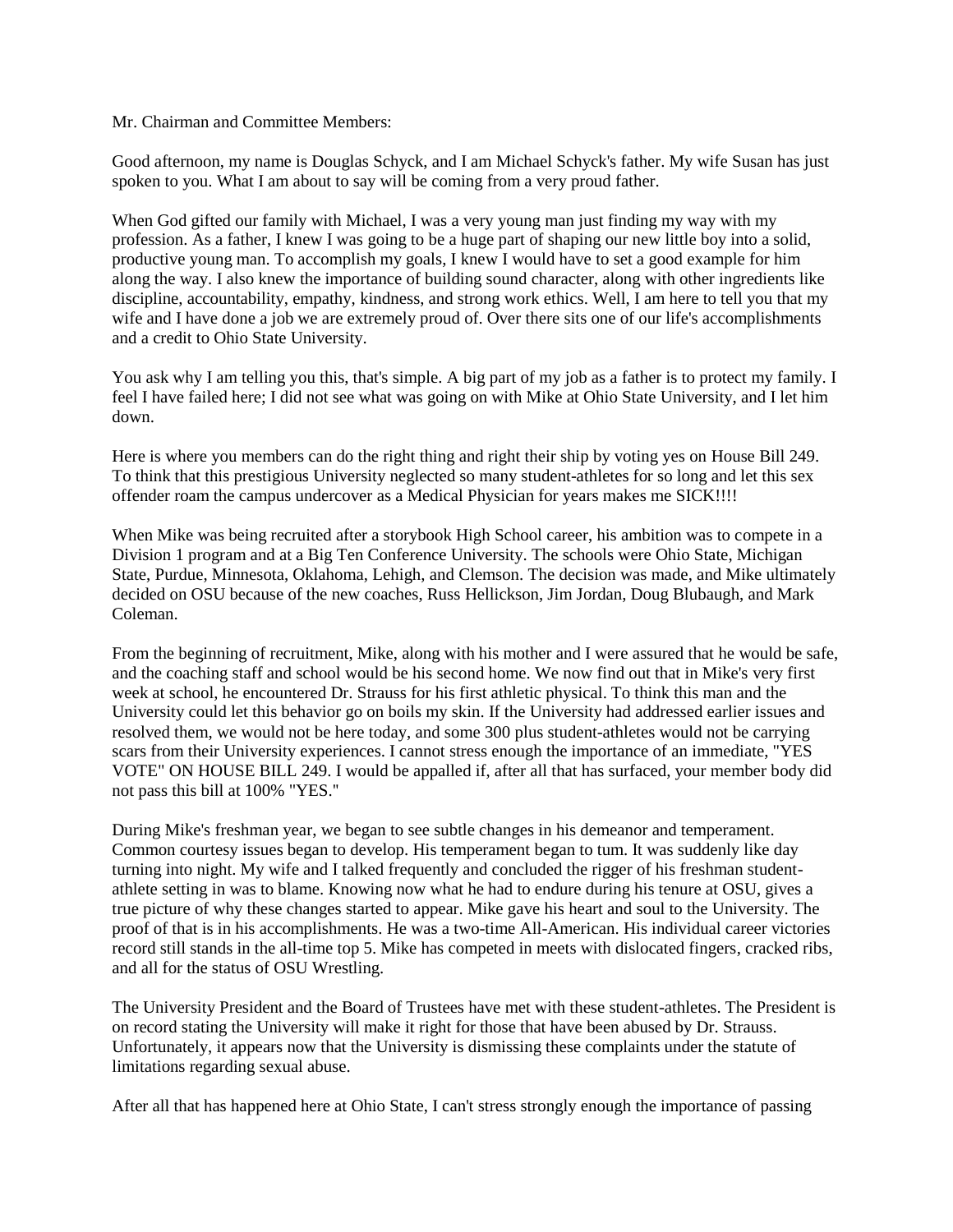Mr. Chairman and Committee Members:

Good afternoon, my name is Douglas Schyck, and I am Michael Schyck's father. My wife Susan has just spoken to you. What I am about to say will be coming from a very proud father.

When God gifted our family with Michael, I was a very young man just finding my way with my profession. As a father, I knew I was going to be a huge part of shaping our new little boy into a solid, productive young man. To accomplish my goals, I knew I would have to set a good example for him along the way. I also knew the importance of building sound character, along with other ingredients like discipline, accountability, empathy, kindness, and strong work ethics. Well, I am here to tell you that my wife and I have done a job we are extremely proud of. Over there sits one of our life's accomplishments and a credit to Ohio State University.

You ask why I am telling you this, that's simple. A big part of my job as a father is to protect my family. I feel I have failed here; I did not see what was going on with Mike at Ohio State University, and I let him down.

Here is where you members can do the right thing and right their ship by voting yes on House Bill 249. To think that this prestigious University neglected so many student-athletes for so long and let this sex offender roam the campus undercover as a Medical Physician for years makes me SICK!!!!

When Mike was being recruited after a storybook High School career, his ambition was to compete in a Division 1 program and at a Big Ten Conference University. The schools were Ohio State, Michigan State, Purdue, Minnesota, Oklahoma, Lehigh, and Clemson. The decision was made, and Mike ultimately decided on OSU because of the new coaches, Russ Hellickson, Jim Jordan, Doug Blubaugh, and Mark Coleman.

From the beginning of recruitment, Mike, along with his mother and I were assured that he would be safe, and the coaching staff and school would be his second home. We now find out that in Mike's very first week at school, he encountered Dr. Strauss for his first athletic physical. To think this man and the University could let this behavior go on boils my skin. If the University had addressed earlier issues and resolved them, we would not be here today, and some 300 plus student-athletes would not be carrying scars from their University experiences. I cannot stress enough the importance of an immediate, "YES VOTE" ON HOUSE BILL 249. I would be appalled if, after all that has surfaced, your member body did not pass this bill at 100% "YES."

During Mike's freshman year, we began to see subtle changes in his demeanor and temperament. Common courtesy issues began to develop. His temperament began to tum. It was suddenly like day turning into night. My wife and I talked frequently and concluded the rigger of his freshman student-athlete setting in was to blame. Knowing now what he had to endure during his tenure at OSU, gives a true picture of why these changes started to appear. Mike gave his heart and soul to the University. The proof of that is in his accomplishments. He was a two-time All-American. His individual career victories record still stands in the all-time top 5. Mike has competed in meets with dislocated fingers, cracked ribs, and all for the status of OSU Wrestling.

The University President and the Board of Trustees have met with these student-athletes. The President is on record stating the University will make it right for those that have been abused by Dr. Strauss. Unfortunately, it appears now that the University is dismissing these complaints under the statute of limitations regarding sexual abuse.

After all that has happened here at Ohio State, I can't stress strongly enough the importance of passing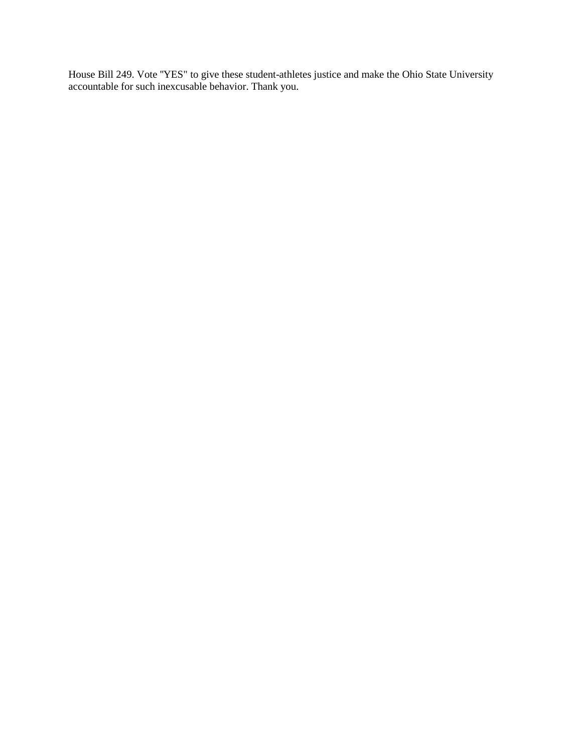House Bill 249. Vote "YES" to give these student-athletes justice and make the Ohio State University accountable for such inexcusable behavior. Thank you.